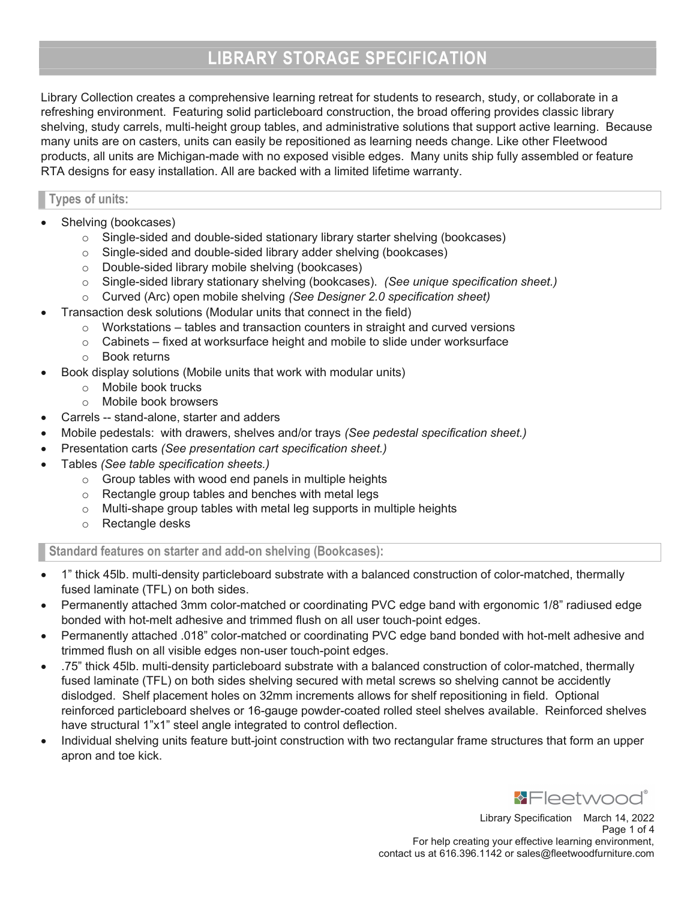# LIBRARY STORAGE SPECIFICATION

Library Collection creates a comprehensive learning retreat for students to research, study, or collaborate in a refreshing environment. Featuring solid particleboard construction, the broad offering provides classic library shelving, study carrels, multi-height group tables, and administrative solutions that support active learning. Because many units are on casters, units can easily be repositioned as learning needs change. Like other Fleetwood products, all units are Michigan-made with no exposed visible edges. Many units ship fully assembled or feature RTA designs for easy installation. All are backed with a limited lifetime warranty.

## Types of units:

- Shelving (bookcases)
  - Single-sided and double-sided stationary library starter shelving (bookcases)
  - Single-sided and double-sided library adder shelving (bookcases)
  - Double-sided library mobile shelving (bookcases)
  - Single-sided library stationary shelving (bookcases). *(See unique specification sheet.)*
  - Curved (Arc) open mobile shelving *(See Designer 2.0 specification sheet)*
- Transaction desk solutions (Modular units that connect in the field)
  - Workstations – tables and transaction counters in straight and curved versions
  - Cabinets – fixed at worksurface height and mobile to slide under worksurface
  - Book returns
- Book display solutions (Mobile units that work with modular units)
  - Mobile book trucks
  - Mobile book browsers
- Carrels -- stand-alone, starter and adders
- Mobile pedestals: with drawers, shelves and/or trays *(See pedestal specification sheet.)*
- Presentation carts *(See presentation cart specification sheet.)*
- Tables *(See table specification sheets.)*
  - Group tables with wood end panels in multiple heights
  - Rectangle group tables and benches with metal legs
  - Multi-shape group tables with metal leg supports in multiple heights
  - Rectangle desks

## Standard features on starter and add-on shelving (Bookcases):

- 1" thick 45lb. multi-density particleboard substrate with a balanced construction of color-matched, thermally fused laminate (TFL) on both sides.
- Permanently attached 3mm color-matched or coordinating PVC edge band with ergonomic 1/8" radiused edge bonded with hot-melt adhesive and trimmed flush on all user touch-point edges.
- Permanently attached .018" color-matched or coordinating PVC edge band bonded with hot-melt adhesive and trimmed flush on all visible edges non-user touch-point edges.
- .75" thick 45lb. multi-density particleboard substrate with a balanced construction of color-matched, thermally fused laminate (TFL) on both sides shelving secured with metal screws so shelving cannot be accidently dislodged. Shelf placement holes on 32mm increments allows for shelf repositioning in field. Optional reinforced particleboard shelves or 16-gauge powder-coated rolled steel shelves available. Reinforced shelves have structural 1"x1" steel angle integrated to control deflection.
- Individual shelving units feature butt-joint construction with two rectangular frame structures that form an upper apron and toe kick.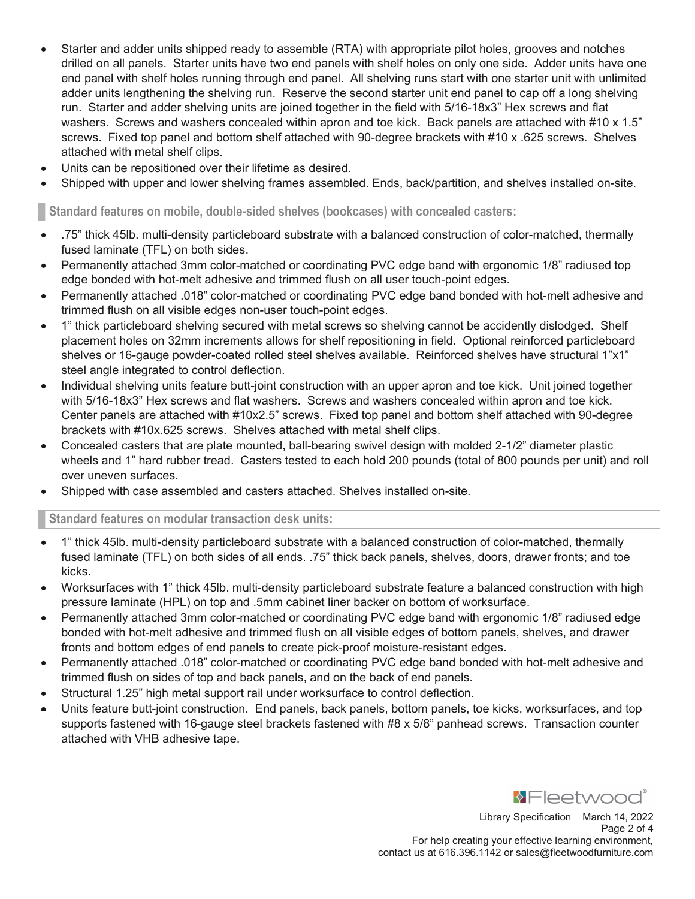- Starter and adder units shipped ready to assemble (RTA) with appropriate pilot holes, grooves and notches drilled on all panels. Starter units have two end panels with shelf holes on only one side. Adder units have one end panel with shelf holes running through end panel. All shelving runs start with one starter unit with unlimited adder units lengthening the shelving run. Reserve the second starter unit end panel to cap off a long shelving run. Starter and adder shelving units are joined together in the field with 5/16-18x3" Hex screws and flat washers. Screws and washers concealed within apron and toe kick. Back panels are attached with #10 x 1.5" screws. Fixed top panel and bottom shelf attached with 90-degree brackets with #10 x .625 screws. Shelves attached with metal shelf clips.
- Units can be repositioned over their lifetime as desired.
- Shipped with upper and lower shelving frames assembled. Ends, back/partition, and shelves installed on-site.

### Standard features on mobile, double-sided shelves (bookcases) with concealed casters:

- .75" thick 45lb. multi-density particleboard substrate with a balanced construction of color-matched, thermally fused laminate (TFL) on both sides.
- Permanently attached 3mm color-matched or coordinating PVC edge band with ergonomic 1/8" radiused top edge bonded with hot-melt adhesive and trimmed flush on all user touch-point edges.
- Permanently attached .018" color-matched or coordinating PVC edge band bonded with hot-melt adhesive and trimmed flush on all visible edges non-user touch-point edges.
- 1" thick particleboard shelving secured with metal screws so shelving cannot be accidently dislodged. Shelf placement holes on 32mm increments allows for shelf repositioning in field. Optional reinforced particleboard shelves or 16-gauge powder-coated rolled steel shelves available. Reinforced shelves have structural 1"x1" steel angle integrated to control deflection.
- Individual shelving units feature butt-joint construction with an upper apron and toe kick. Unit joined together with 5/16-18x3" Hex screws and flat washers. Screws and washers concealed within apron and toe kick. Center panels are attached with #10x2.5" screws. Fixed top panel and bottom shelf attached with 90-degree brackets with #10x.625 screws. Shelves attached with metal shelf clips.
- Concealed casters that are plate mounted, ball-bearing swivel design with molded 2-1/2" diameter plastic wheels and 1" hard rubber tread. Casters tested to each hold 200 pounds (total of 800 pounds per unit) and roll over uneven surfaces.
- Shipped with case assembled and casters attached. Shelves installed on-site.

### Standard features on modular transaction desk units:

- 1" thick 45lb. multi-density particleboard substrate with a balanced construction of color-matched, thermally fused laminate (TFL) on both sides of all ends. .75" thick back panels, shelves, doors, drawer fronts; and toe kicks.
- Worksurfaces with 1" thick 45lb. multi-density particleboard substrate feature a balanced construction with high pressure laminate (HPL) on top and .5mm cabinet liner backer on bottom of worksurface.
- Permanently attached 3mm color-matched or coordinating PVC edge band with ergonomic 1/8" radiused edge bonded with hot-melt adhesive and trimmed flush on all visible edges of bottom panels, shelves, and drawer fronts and bottom edges of end panels to create pick-proof moisture-resistant edges.
- Permanently attached .018" color-matched or coordinating PVC edge band bonded with hot-melt adhesive and trimmed flush on sides of top and back panels, and on the back of end panels.
- Structural 1.25" high metal support rail under worksurface to control deflection.
- Units feature butt-joint construction. End panels, back panels, bottom panels, toe kicks, worksurfaces, and top supports fastened with 16-gauge steel brackets fastened with #8 x 5/8" panhead screws. Transaction counter attached with VHB adhesive tape.

Fleetwood®

Library Specification March 14, 2022

For help creating your effective learning environment, contact us at 616.396.1142 or sales@fleetwoodfurniture.com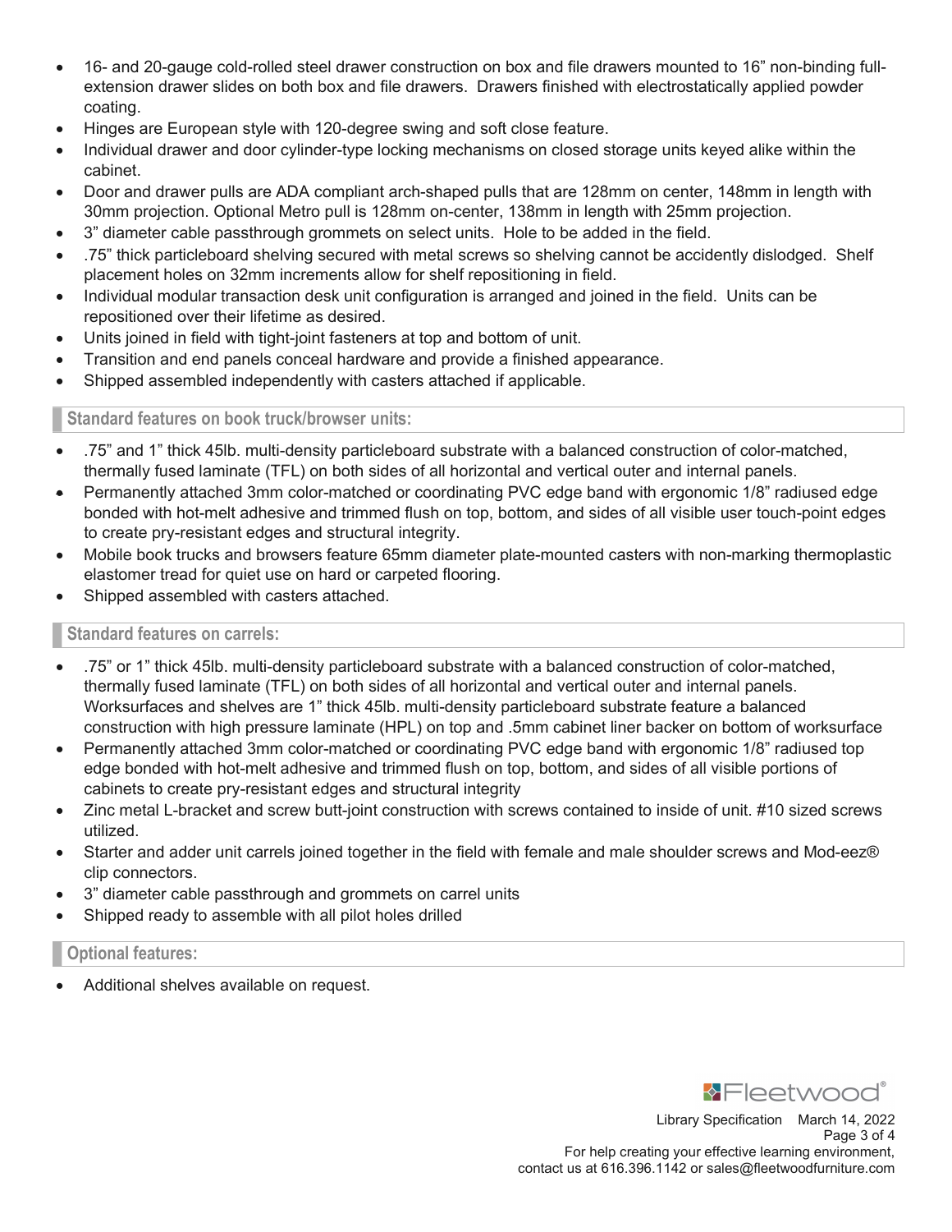- 16- and 20-gauge cold-rolled steel drawer construction on box and file drawers mounted to 16" non-binding full-extension drawer slides on both box and file drawers. Drawers finished with electrostatically applied powder coating.
- Hinges are European style with 120-degree swing and soft close feature.
- Individual drawer and door cylinder-type locking mechanisms on closed storage units keyed alike within the cabinet.
- Door and drawer pulls are ADA compliant arch-shaped pulls that are 128mm on center, 148mm in length with 30mm projection. Optional Metro pull is 128mm on-center, 138mm in length with 25mm projection.
- 3" diameter cable passthrough grommets on select units. Hole to be added in the field.
- .75" thick particleboard shelving secured with metal screws so shelving cannot be accidently dislodged. Shelf placement holes on 32mm increments allow for shelf repositioning in field.
- Individual modular transaction desk unit configuration is arranged and joined in the field. Units can be repositioned over their lifetime as desired.
- Units joined in field with tight-joint fasteners at top and bottom of unit.
- Transition and end panels conceal hardware and provide a finished appearance.
- Shipped assembled independently with casters attached if applicable.

### Standard features on book truck/browser units:

- .75" and 1" thick 45lb. multi-density particleboard substrate with a balanced construction of color-matched, thermally fused laminate (TFL) on both sides of all horizontal and vertical outer and internal panels.
- Permanently attached 3mm color-matched or coordinating PVC edge band with ergonomic 1/8" radiused edge bonded with hot-melt adhesive and trimmed flush on top, bottom, and sides of all visible user touch-point edges to create pry-resistant edges and structural integrity.
- Mobile book trucks and browsers feature 65mm diameter plate-mounted casters with non-marking thermoplastic elastomer tread for quiet use on hard or carpeted flooring.
- Shipped assembled with casters attached.

### Standard features on carrels:

- .75" or 1" thick 45lb. multi-density particleboard substrate with a balanced construction of color-matched, thermally fused laminate (TFL) on both sides of all horizontal and vertical outer and internal panels. Worksurfaces and shelves are 1" thick 45lb. multi-density particleboard substrate feature a balanced construction with high pressure laminate (HPL) on top and .5mm cabinet liner backer on bottom of worksurface
- Permanently attached 3mm color-matched or coordinating PVC edge band with ergonomic 1/8" radiused top edge bonded with hot-melt adhesive and trimmed flush on top, bottom, and sides of all visible portions of cabinets to create pry-resistant edges and structural integrity
- Zinc metal L-bracket and screw butt-joint construction with screws contained to inside of unit. #10 sized screws utilized.
- Starter and adder unit carrels joined together in the field with female and male shoulder screws and Mod-eez® clip connectors.
- 3" diameter cable passthrough and grommets on carrel units
- Shipped ready to assemble with all pilot holes drilled

### Optional features:

- Additional shelves available on request.

Fleetwood®

Library Specification March 14, 2022

For help creating your effective learning environment, contact us at 616.396.1142 or sales@fleetwoodfurniture.com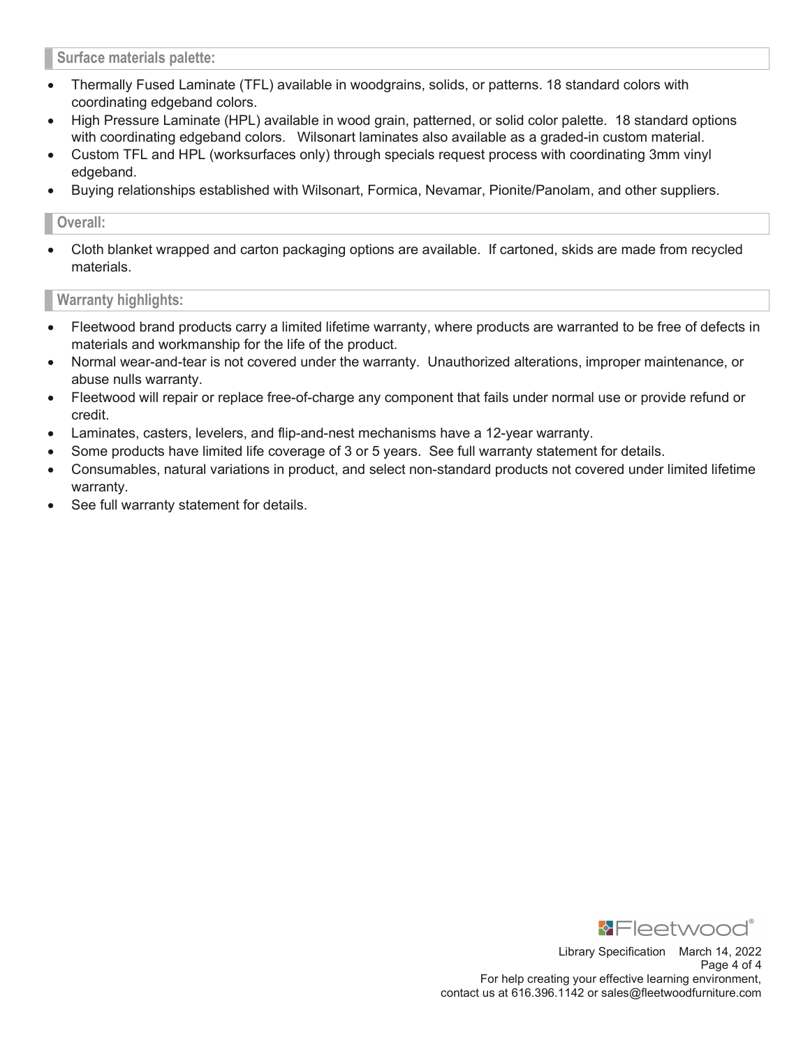## Surface materials palette:

- Thermally Fused Laminate (TFL) available in woodgrains, solids, or patterns. 18 standard colors with coordinating edgeband colors.
- High Pressure Laminate (HPL) available in wood grain, patterned, or solid color palette. 18 standard options with coordinating edgeband colors. Wilsonart laminates also available as a graded-in custom material.
- Custom TFL and HPL (worksurfaces only) through specials request process with coordinating 3mm vinyl edgeband.
- Buying relationships established with Wilsonart, Formica, Nevamar, Pionite/Panolam, and other suppliers.

## Overall:

- Cloth blanket wrapped and carton packaging options are available. If cartoned, skids are made from recycled materials.

## Warranty highlights:

- Fleetwood brand products carry a limited lifetime warranty, where products are warranted to be free of defects in materials and workmanship for the life of the product.
- Normal wear-and-tear is not covered under the warranty. Unauthorized alterations, improper maintenance, or abuse nulls warranty.
- Fleetwood will repair or replace free-of-charge any component that fails under normal use or provide refund or credit.
- Laminates, casters, levelers, and flip-and-nest mechanisms have a 12-year warranty.
- Some products have limited life coverage of 3 or 5 years. See full warranty statement for details.
- Consumables, natural variations in product, and select non-standard products not covered under limited lifetime warranty.
- See full warranty statement for details.

Fleetwood®

Library Specification March 14, 2022

For help creating your effective learning environment, contact us at 616.396.1142 or sales@fleetwoodfurniture.com